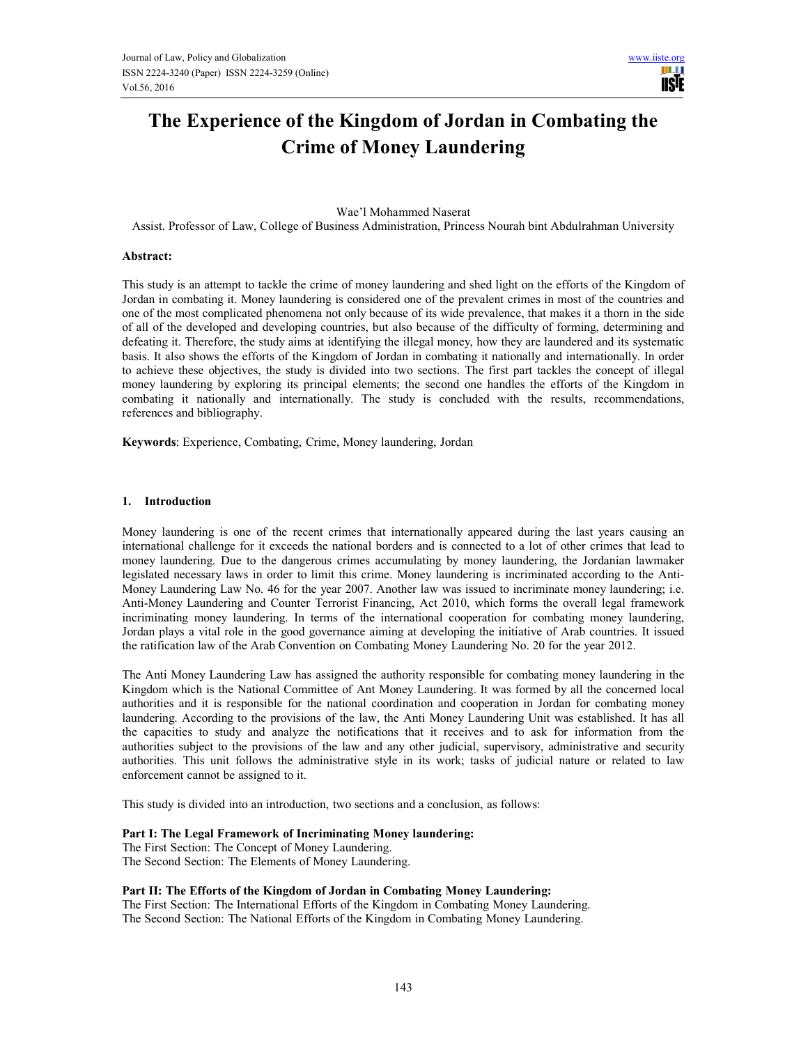# The Experience of the Kingdom of Jordan in Combating the Crime of Money Laundering

Wae'l Mohammed Naserat

Assist. Professor of Law, College of Business Administration, Princess Nourah bint Abdulrahman University

**Abstract:**

This study is an attempt to tackle the crime of money laundering and shed light on the efforts of the Kingdom of Jordan in combating it. Money laundering is considered one of the prevalent crimes in most of the countries and one of the most complicated phenomena not only because of its wide prevalence, that makes it a thorn in the side of all of the developed and developing countries, but also because of the difficulty of forming, determining and defeating it. Therefore, the study aims at identifying the illegal money, how they are laundered and its systematic basis. It also shows the efforts of the Kingdom of Jordan in combating it nationally and internationally. In order to achieve these objectives, the study is divided into two sections. The first part tackles the concept of illegal money laundering by exploring its principal elements; the second one handles the efforts of the Kingdom in combating it nationally and internationally. The study is concluded with the results, recommendations, references and bibliography.

**Keywords**: Experience, Combating, Crime, Money laundering, Jordan

## 1. Introduction

Money laundering is one of the recent crimes that internationally appeared during the last years causing an international challenge for it exceeds the national borders and is connected to a lot of other crimes that lead to money laundering. Due to the dangerous crimes accumulating by money laundering, the Jordanian lawmaker legislated necessary laws in order to limit this crime. Money laundering is incriminated according to the Anti-Money Laundering Law No. 46 for the year 2007. Another law was issued to incriminate money laundering; i.e. Anti-Money Laundering and Counter Terrorist Financing, Act 2010, which forms the overall legal framework incriminating money laundering. In terms of the international cooperation for combating money laundering, Jordan plays a vital role in the good governance aiming at developing the initiative of Arab countries. It issued the ratification law of the Arab Convention on Combating Money Laundering No. 20 for the year 2012.

The Anti Money Laundering Law has assigned the authority responsible for combating money laundering in the Kingdom which is the National Committee of Ant Money Laundering. It was formed by all the concerned local authorities and it is responsible for the national coordination and cooperation in Jordan for combating money laundering. According to the provisions of the law, the Anti Money Laundering Unit was established. It has all the capacities to study and analyze the notifications that it receives and to ask for information from the authorities subject to the provisions of the law and any other judicial, supervisory, administrative and security authorities. This unit follows the administrative style in its work; tasks of judicial nature or related to law enforcement cannot be assigned to it.

This study is divided into an introduction, two sections and a conclusion, as follows:

**Part I: The Legal Framework of Incriminating Money laundering:**
The First Section: The Concept of Money Laundering.
The Second Section: The Elements of Money Laundering.

**Part II: The Efforts of the Kingdom of Jordan in Combating Money Laundering:**
The First Section: The International Efforts of the Kingdom in Combating Money Laundering.
The Second Section: The National Efforts of the Kingdom in Combating Money Laundering.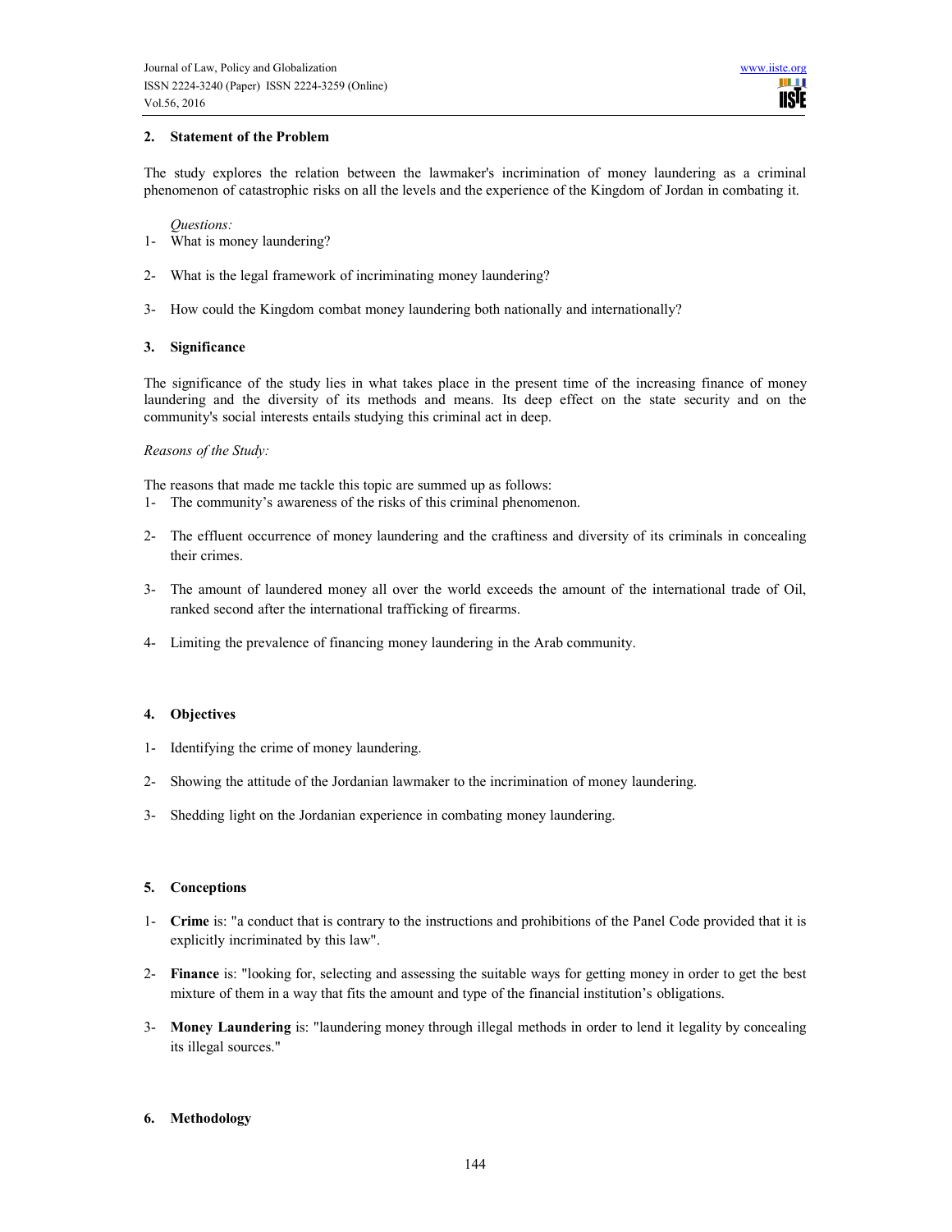## 2. Statement of the Problem

The study explores the relation between the lawmaker's incrimination of money laundering as a criminal phenomenon of catastrophic risks on all the levels and the experience of the Kingdom of Jordan in combating it.

*Questions:*

1- What is money laundering?

2- What is the legal framework of incriminating money laundering?

3- How could the Kingdom combat money laundering both nationally and internationally?

## 3. Significance

The significance of the study lies in what takes place in the present time of the increasing finance of money laundering and the diversity of its methods and means. Its deep effect on the state security and on the community's social interests entails studying this criminal act in deep.

*Reasons of the Study:*

The reasons that made me tackle this topic are summed up as follows:

1- The community's awareness of the risks of this criminal phenomenon.

2- The effluent occurrence of money laundering and the craftiness and diversity of its criminals in concealing their crimes.

3- The amount of laundered money all over the world exceeds the amount of the international trade of Oil, ranked second after the international trafficking of firearms.

4- Limiting the prevalence of financing money laundering in the Arab community.

## 4. Objectives

1- Identifying the crime of money laundering.

2- Showing the attitude of the Jordanian lawmaker to the incrimination of money laundering.

3- Shedding light on the Jordanian experience in combating money laundering.

## 5. Conceptions

1- **Crime** is: "a conduct that is contrary to the instructions and prohibitions of the Panel Code provided that it is explicitly incriminated by this law".

2- **Finance** is: "looking for, selecting and assessing the suitable ways for getting money in order to get the best mixture of them in a way that fits the amount and type of the financial institution's obligations.

3- **Money Laundering** is: "laundering money through illegal methods in order to lend it legality by concealing its illegal sources."

## 6. Methodology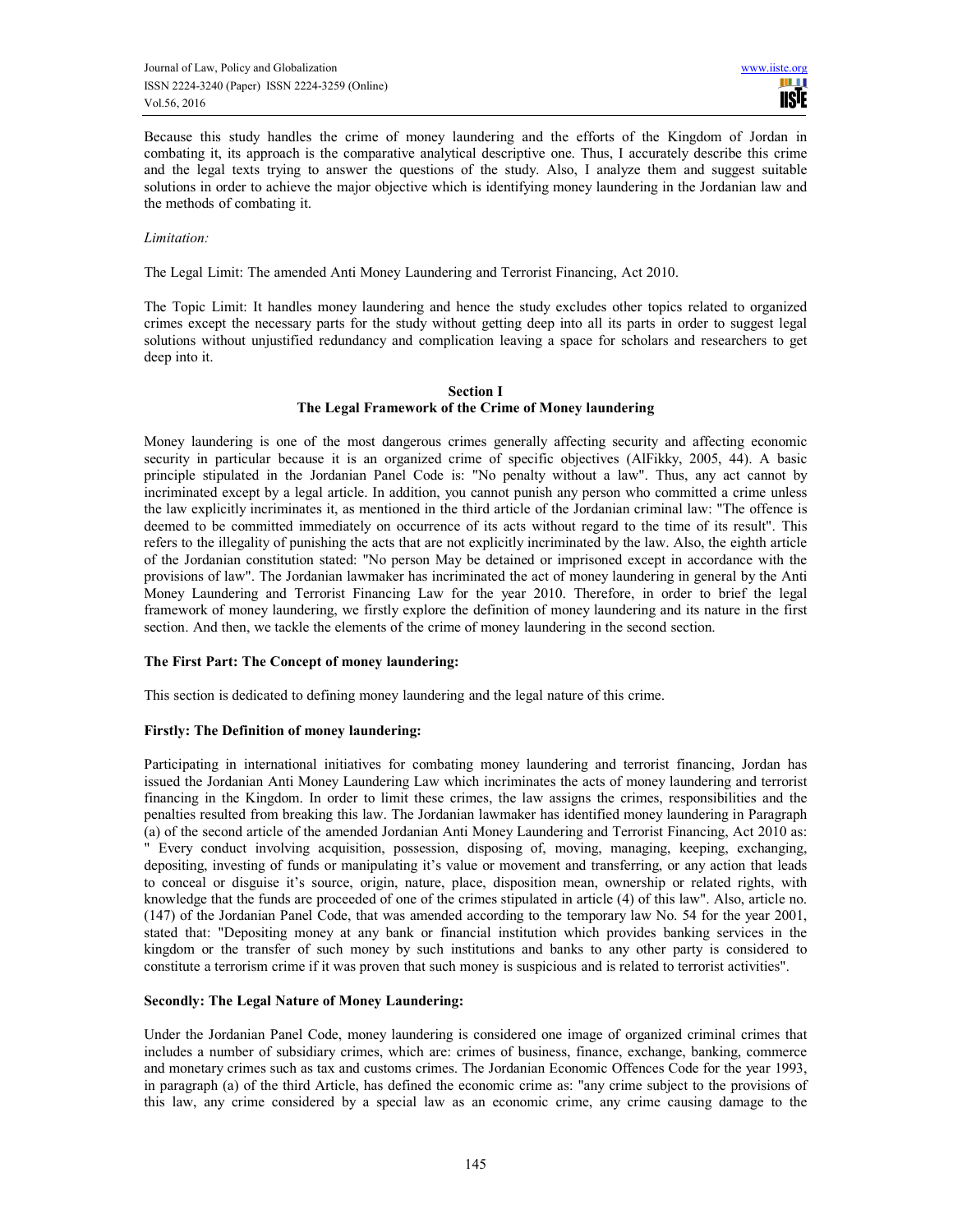Because this study handles the crime of money laundering and the efforts of the Kingdom of Jordan in combating it, its approach is the comparative analytical descriptive one. Thus, I accurately describe this crime and the legal texts trying to answer the questions of the study. Also, I analyze them and suggest suitable solutions in order to achieve the major objective which is identifying money laundering in the Jordanian law and the methods of combating it.

*Limitation:*

The Legal Limit: The amended Anti Money Laundering and Terrorist Financing, Act 2010.

The Topic Limit: It handles money laundering and hence the study excludes other topics related to organized crimes except the necessary parts for the study without getting deep into all its parts in order to suggest legal solutions without unjustified redundancy and complication leaving a space for scholars and researchers to get deep into it.

## Section I
## The Legal Framework of the Crime of Money laundering

Money laundering is one of the most dangerous crimes generally affecting security and affecting economic security in particular because it is an organized crime of specific objectives (AlFikky, 2005, 44). A basic principle stipulated in the Jordanian Panel Code is: "No penalty without a law". Thus, any act cannot by incriminated except by a legal article. In addition, you cannot punish any person who committed a crime unless the law explicitly incriminates it, as mentioned in the third article of the Jordanian criminal law: "The offence is deemed to be committed immediately on occurrence of its acts without regard to the time of its result". This refers to the illegality of punishing the acts that are not explicitly incriminated by the law. Also, the eighth article of the Jordanian constitution stated: "No person May be detained or imprisoned except in accordance with the provisions of law". The Jordanian lawmaker has incriminated the act of money laundering in general by the Anti Money Laundering and Terrorist Financing Law for the year 2010. Therefore, in order to brief the legal framework of money laundering, we firstly explore the definition of money laundering and its nature in the first section. And then, we tackle the elements of the crime of money laundering in the second section.

### The First Part: The Concept of money laundering:

This section is dedicated to defining money laundering and the legal nature of this crime.

### Firstly: The Definition of money laundering:

Participating in international initiatives for combating money laundering and terrorist financing, Jordan has issued the Jordanian Anti Money Laundering Law which incriminates the acts of money laundering and terrorist financing in the Kingdom. In order to limit these crimes, the law assigns the crimes, responsibilities and the penalties resulted from breaking this law. The Jordanian lawmaker has identified money laundering in Paragraph (a) of the second article of the amended Jordanian Anti Money Laundering and Terrorist Financing, Act 2010 as: " Every conduct involving acquisition, possession, disposing of, moving, managing, keeping, exchanging, depositing, investing of funds or manipulating it's value or movement and transferring, or any action that leads to conceal or disguise it's source, origin, nature, place, disposition mean, ownership or related rights, with knowledge that the funds are proceeded of one of the crimes stipulated in article (4) of this law". Also, article no. (147) of the Jordanian Panel Code, that was amended according to the temporary law No. 54 for the year 2001, stated that: "Depositing money at any bank or financial institution which provides banking services in the kingdom or the transfer of such money by such institutions and banks to any other party is considered to constitute a terrorism crime if it was proven that such money is suspicious and is related to terrorist activities".

### Secondly: The Legal Nature of Money Laundering:

Under the Jordanian Panel Code, money laundering is considered one image of organized criminal crimes that includes a number of subsidiary crimes, which are: crimes of business, finance, exchange, banking, commerce and monetary crimes such as tax and customs crimes. The Jordanian Economic Offences Code for the year 1993, in paragraph (a) of the third Article, has defined the economic crime as: "any crime subject to the provisions of this law, any crime considered by a special law as an economic crime, any crime causing damage to the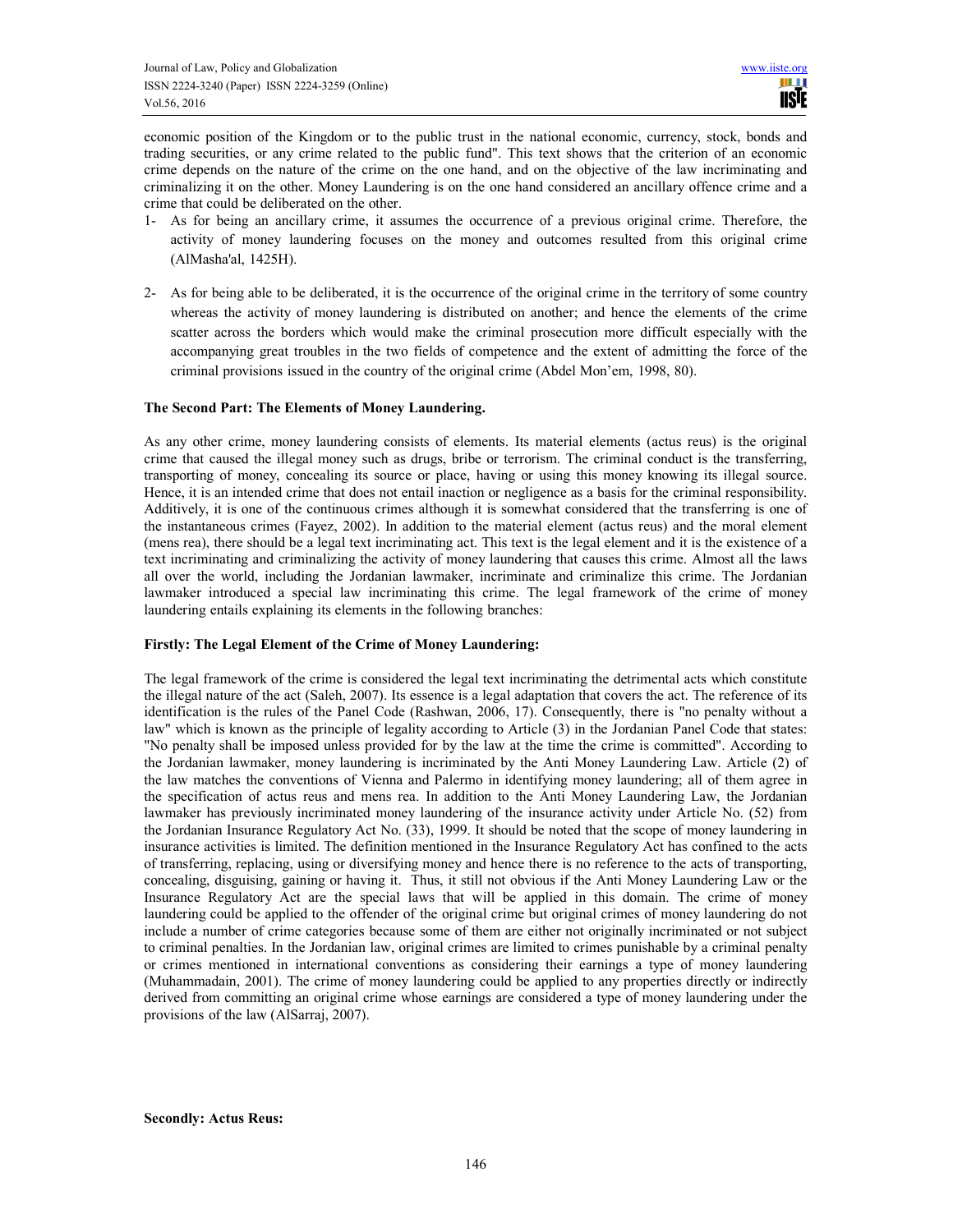economic position of the Kingdom or to the public trust in the national economic, currency, stock, bonds and trading securities, or any crime related to the public fund". This text shows that the criterion of an economic crime depends on the nature of the crime on the one hand, and on the objective of the law incriminating and criminalizing it on the other. Money Laundering is on the one hand considered an ancillary offence crime and a crime that could be deliberated on the other.

1- As for being an ancillary crime, it assumes the occurrence of a previous original crime. Therefore, the activity of money laundering focuses on the money and outcomes resulted from this original crime (AlMasha'al, 1425H).

2- As for being able to be deliberated, it is the occurrence of the original crime in the territory of some country whereas the activity of money laundering is distributed on another; and hence the elements of the crime scatter across the borders which would make the criminal prosecution more difficult especially with the accompanying great troubles in the two fields of competence and the extent of admitting the force of the criminal provisions issued in the country of the original crime (Abdel Mon'em, 1998, 80).

### The Second Part: The Elements of Money Laundering.

As any other crime, money laundering consists of elements. Its material elements (actus reus) is the original crime that caused the illegal money such as drugs, bribe or terrorism. The criminal conduct is the transferring, transporting of money, concealing its source or place, having or using this money knowing its illegal source. Hence, it is an intended crime that does not entail inaction or negligence as a basis for the criminal responsibility. Additively, it is one of the continuous crimes although it is somewhat considered that the transferring is one of the instantaneous crimes (Fayez, 2002). In addition to the material element (actus reus) and the moral element (mens rea), there should be a legal text incriminating act. This text is the legal element and it is the existence of a text incriminating and criminalizing the activity of money laundering that causes this crime. Almost all the laws all over the world, including the Jordanian lawmaker, incriminate and criminalize this crime. The Jordanian lawmaker introduced a special law incriminating this crime. The legal framework of the crime of money laundering entails explaining its elements in the following branches:

#### Firstly: The Legal Element of the Crime of Money Laundering:

The legal framework of the crime is considered the legal text incriminating the detrimental acts which constitute the illegal nature of the act (Saleh, 2007). Its essence is a legal adaptation that covers the act. The reference of its identification is the rules of the Panel Code (Rashwan, 2006, 17). Consequently, there is "no penalty without a law" which is known as the principle of legality according to Article (3) in the Jordanian Panel Code that states: "No penalty shall be imposed unless provided for by the law at the time the crime is committed". According to the Jordanian lawmaker, money laundering is incriminated by the Anti Money Laundering Law. Article (2) of the law matches the conventions of Vienna and Palermo in identifying money laundering; all of them agree in the specification of actus reus and mens rea. In addition to the Anti Money Laundering Law, the Jordanian lawmaker has previously incriminated money laundering of the insurance activity under Article No. (52) from the Jordanian Insurance Regulatory Act No. (33), 1999. It should be noted that the scope of money laundering in insurance activities is limited. The definition mentioned in the Insurance Regulatory Act has confined to the acts of transferring, replacing, using or diversifying money and hence there is no reference to the acts of transporting, concealing, disguising, gaining or having it. Thus, it still not obvious if the Anti Money Laundering Law or the Insurance Regulatory Act are the special laws that will be applied in this domain. The crime of money laundering could be applied to the offender of the original crime but original crimes of money laundering do not include a number of crime categories because some of them are either not originally incriminated or not subject to criminal penalties. In the Jordanian law, original crimes are limited to crimes punishable by a criminal penalty or crimes mentioned in international conventions as considering their earnings a type of money laundering (Muhammadain, 2001). The crime of money laundering could be applied to any properties directly or indirectly derived from committing an original crime whose earnings are considered a type of money laundering under the provisions of the law (AlSarraj, 2007).

#### Secondly: Actus Reus: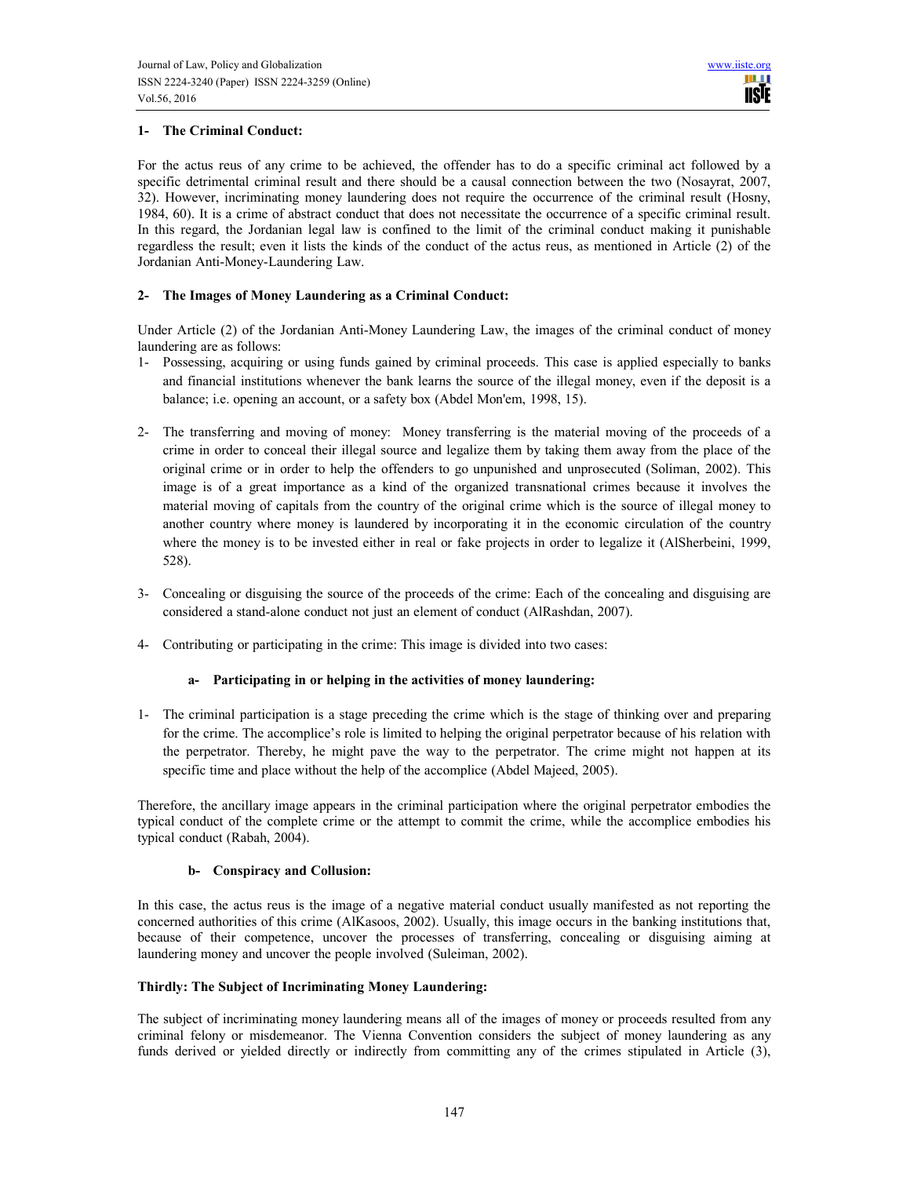### 1- The Criminal Conduct:

For the actus reus of any crime to be achieved, the offender has to do a specific criminal act followed by a specific detrimental criminal result and there should be a causal connection between the two (Nosayrat, 2007, 32). However, incriminating money laundering does not require the occurrence of the criminal result (Hosny, 1984, 60). It is a crime of abstract conduct that does not necessitate the occurrence of a specific criminal result. In this regard, the Jordanian legal law is confined to the limit of the criminal conduct making it punishable regardless the result; even it lists the kinds of the conduct of the actus reus, as mentioned in Article (2) of the Jordanian Anti-Money-Laundering Law.

### 2- The Images of Money Laundering as a Criminal Conduct:

Under Article (2) of the Jordanian Anti-Money Laundering Law, the images of the criminal conduct of money laundering are as follows:

1- Possessing, acquiring or using funds gained by criminal proceeds. This case is applied especially to banks and financial institutions whenever the bank learns the source of the illegal money, even if the deposit is a balance; i.e. opening an account, or a safety box (Abdel Mon'em, 1998, 15).

2- The transferring and moving of money: Money transferring is the material moving of the proceeds of a crime in order to conceal their illegal source and legalize them by taking them away from the place of the original crime or in order to help the offenders to go unpunished and unprosecuted (Soliman, 2002). This image is of a great importance as a kind of the organized transnational crimes because it involves the material moving of capitals from the country of the original crime which is the source of illegal money to another country where money is laundered by incorporating it in the economic circulation of the country where the money is to be invested either in real or fake projects in order to legalize it (AlSherbeini, 1999, 528).

3- Concealing or disguising the source of the proceeds of the crime: Each of the concealing and disguising are considered a stand-alone conduct not just an element of conduct (AlRashdan, 2007).

4- Contributing or participating in the crime: This image is divided into two cases:

#### a- Participating in or helping in the activities of money laundering:

1- The criminal participation is a stage preceding the crime which is the stage of thinking over and preparing for the crime. The accomplice's role is limited to helping the original perpetrator because of his relation with the perpetrator. Thereby, he might pave the way to the perpetrator. The crime might not happen at its specific time and place without the help of the accomplice (Abdel Majeed, 2005).

Therefore, the ancillary image appears in the criminal participation where the original perpetrator embodies the typical conduct of the complete crime or the attempt to commit the crime, while the accomplice embodies his typical conduct (Rabah, 2004).

#### b- Conspiracy and Collusion:

In this case, the actus reus is the image of a negative material conduct usually manifested as not reporting the concerned authorities of this crime (AlKasoos, 2002). Usually, this image occurs in the banking institutions that, because of their competence, uncover the processes of transferring, concealing or disguising aiming at laundering money and uncover the people involved (Suleiman, 2002).

### Thirdly: The Subject of Incriminating Money Laundering:

The subject of incriminating money laundering means all of the images of money or proceeds resulted from any criminal felony or misdemeanor. The Vienna Convention considers the subject of money laundering as any funds derived or yielded directly or indirectly from committing any of the crimes stipulated in Article (3),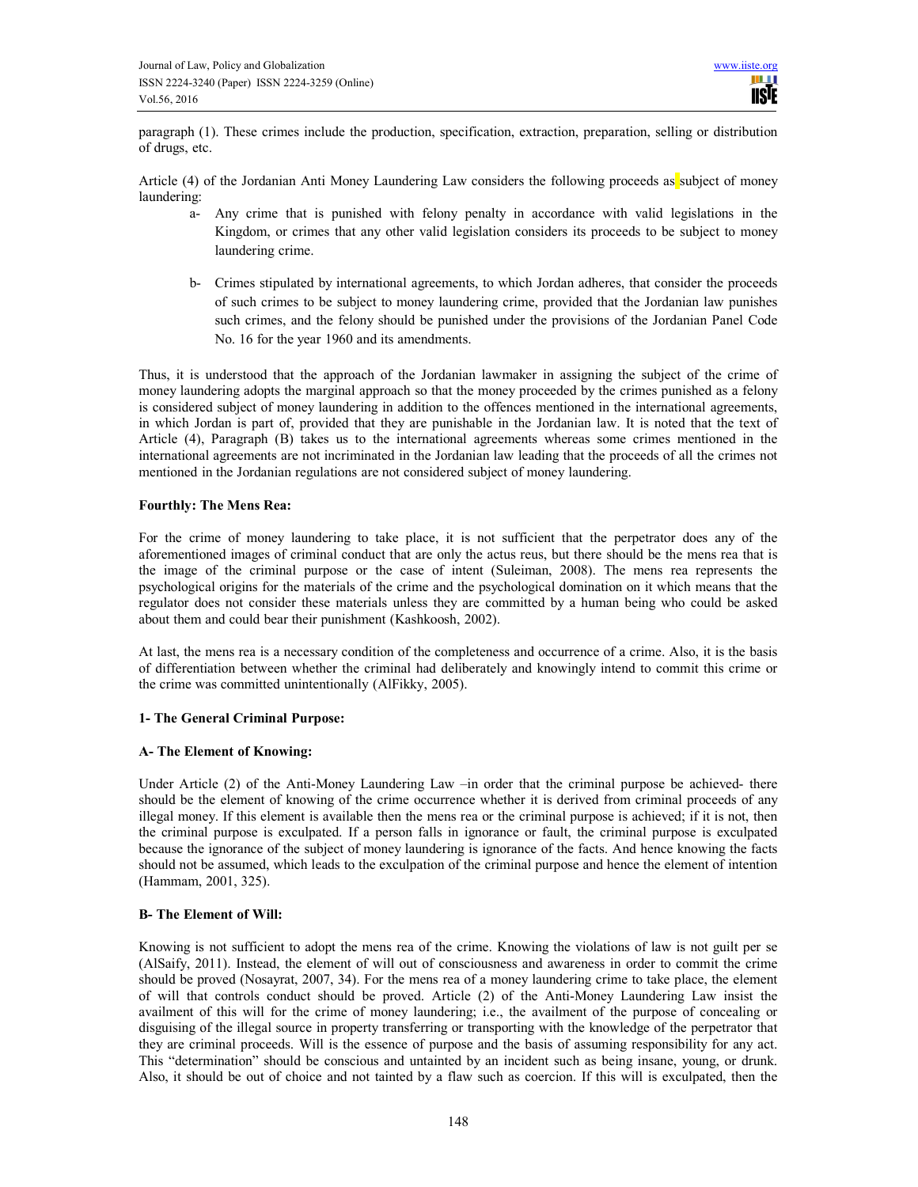paragraph (1). These crimes include the production, specification, extraction, preparation, selling or distribution of drugs, etc.

Article (4) of the Jordanian Anti Money Laundering Law considers the following proceeds as subject of money laundering:

- a- Any crime that is punished with felony penalty in accordance with valid legislations in the Kingdom, or crimes that any other valid legislation considers its proceeds to be subject to money laundering crime.
- b- Crimes stipulated by international agreements, to which Jordan adheres, that consider the proceeds of such crimes to be subject to money laundering crime, provided that the Jordanian law punishes such crimes, and the felony should be punished under the provisions of the Jordanian Panel Code No. 16 for the year 1960 and its amendments.

Thus, it is understood that the approach of the Jordanian lawmaker in assigning the subject of the crime of money laundering adopts the marginal approach so that the money proceeded by the crimes punished as a felony is considered subject of money laundering in addition to the offences mentioned in the international agreements, in which Jordan is part of, provided that they are punishable in the Jordanian law. It is noted that the text of Article (4), Paragraph (B) takes us to the international agreements whereas some crimes mentioned in the international agreements are not incriminated in the Jordanian law leading that the proceeds of all the crimes not mentioned in the Jordanian regulations are not considered subject of money laundering.

### Fourthly: The Mens Rea:

For the crime of money laundering to take place, it is not sufficient that the perpetrator does any of the aforementioned images of criminal conduct that are only the actus reus, but there should be the mens rea that is the image of the criminal purpose or the case of intent (Suleiman, 2008). The mens rea represents the psychological origins for the materials of the crime and the psychological domination on it which means that the regulator does not consider these materials unless they are committed by a human being who could be asked about them and could bear their punishment (Kashkoosh, 2002).

At last, the mens rea is a necessary condition of the completeness and occurrence of a crime. Also, it is the basis of differentiation between whether the criminal had deliberately and knowingly intend to commit this crime or the crime was committed unintentionally (AlFikky, 2005).

#### 1- The General Criminal Purpose:

#### A- The Element of Knowing:

Under Article (2) of the Anti-Money Laundering Law –in order that the criminal purpose be achieved- there should be the element of knowing of the crime occurrence whether it is derived from criminal proceeds of any illegal money. If this element is available then the mens rea or the criminal purpose is achieved; if it is not, then the criminal purpose is exculpated. If a person falls in ignorance or fault, the criminal purpose is exculpated because the ignorance of the subject of money laundering is ignorance of the facts. And hence knowing the facts should not be assumed, which leads to the exculpation of the criminal purpose and hence the element of intention (Hammam, 2001, 325).

#### B- The Element of Will:

Knowing is not sufficient to adopt the mens rea of the crime. Knowing the violations of law is not guilt per se (AlSaify, 2011). Instead, the element of will out of consciousness and awareness in order to commit the crime should be proved (Nosayrat, 2007, 34). For the mens rea of a money laundering crime to take place, the element of will that controls conduct should be proved. Article (2) of the Anti-Money Laundering Law insist the availment of this will for the crime of money laundering; i.e., the availment of the purpose of concealing or disguising of the illegal source in property transferring or transporting with the knowledge of the perpetrator that they are criminal proceeds. Will is the essence of purpose and the basis of assuming responsibility for any act. This "determination" should be conscious and untainted by an incident such as being insane, young, or drunk. Also, it should be out of choice and not tainted by a flaw such as coercion. If this will is exculpated, then the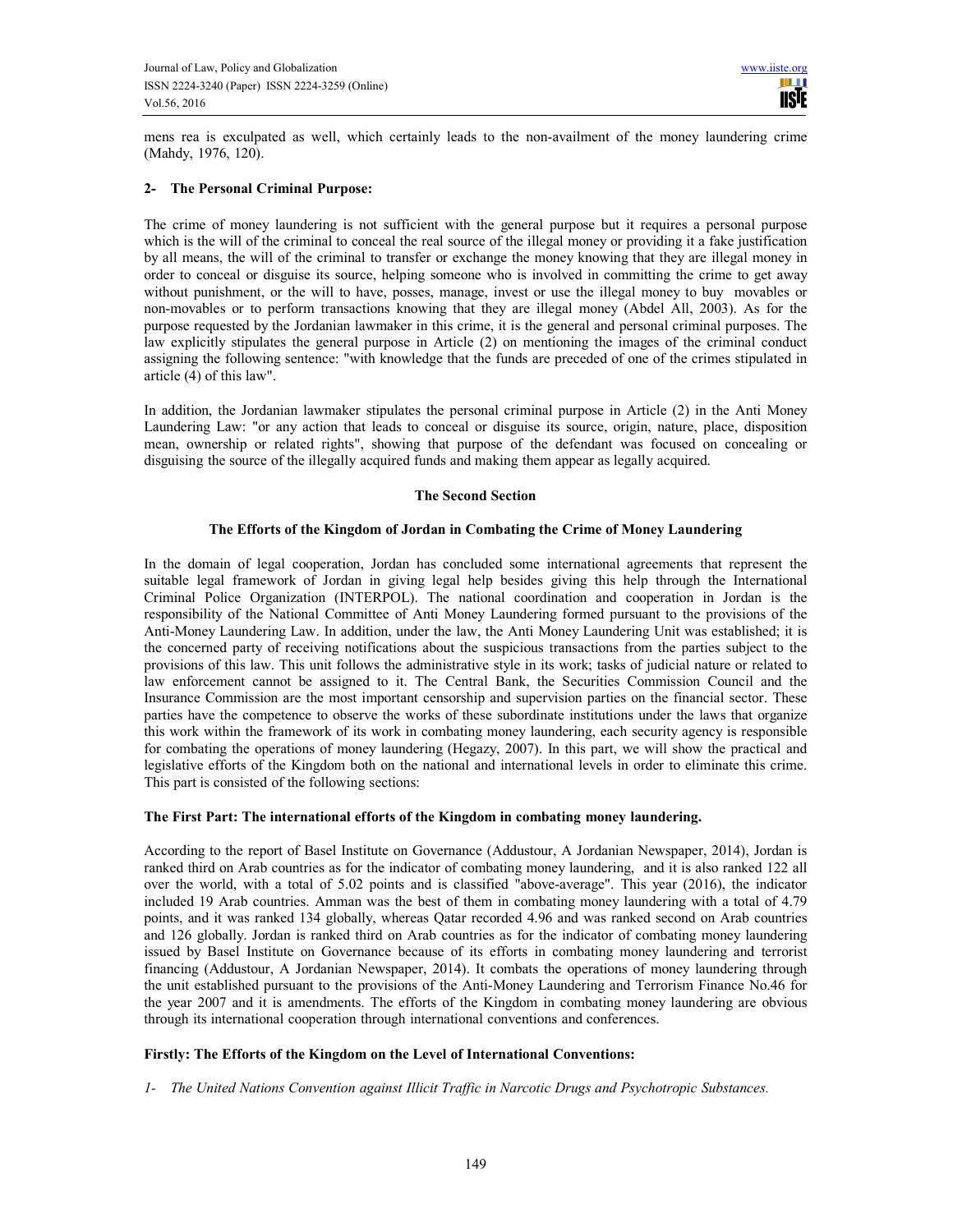mens rea is exculpated as well, which certainly leads to the non-availment of the money laundering crime (Mahdy, 1976, 120).

### 2- The Personal Criminal Purpose:

The crime of money laundering is not sufficient with the general purpose but it requires a personal purpose which is the will of the criminal to conceal the real source of the illegal money or providing it a fake justification by all means, the will of the criminal to transfer or exchange the money knowing that they are illegal money in order to conceal or disguise its source, helping someone who is involved in committing the crime to get away without punishment, or the will to have, posses, manage, invest or use the illegal money to buy movables or non-movables or to perform transactions knowing that they are illegal money (Abdel All, 2003). As for the purpose requested by the Jordanian lawmaker in this crime, it is the general and personal criminal purposes. The law explicitly stipulates the general purpose in Article (2) on mentioning the images of the criminal conduct assigning the following sentence: "with knowledge that the funds are preceded of one of the crimes stipulated in article (4) of this law".

In addition, the Jordanian lawmaker stipulates the personal criminal purpose in Article (2) in the Anti Money Laundering Law: "or any action that leads to conceal or disguise its source, origin, nature, place, disposition mean, ownership or related rights", showing that purpose of the defendant was focused on concealing or disguising the source of the illegally acquired funds and making them appear as legally acquired.

## The Second Section

### The Efforts of the Kingdom of Jordan in Combating the Crime of Money Laundering

In the domain of legal cooperation, Jordan has concluded some international agreements that represent the suitable legal framework of Jordan in giving legal help besides giving this help through the International Criminal Police Organization (INTERPOL). The national coordination and cooperation in Jordan is the responsibility of the National Committee of Anti Money Laundering formed pursuant to the provisions of the Anti-Money Laundering Law. In addition, under the law, the Anti Money Laundering Unit was established; it is the concerned party of receiving notifications about the suspicious transactions from the parties subject to the provisions of this law. This unit follows the administrative style in its work; tasks of judicial nature or related to law enforcement cannot be assigned to it. The Central Bank, the Securities Commission Council and the Insurance Commission are the most important censorship and supervision parties on the financial sector. These parties have the competence to observe the works of these subordinate institutions under the laws that organize this work within the framework of its work in combating money laundering, each security agency is responsible for combating the operations of money laundering (Hegazy, 2007). In this part, we will show the practical and legislative efforts of the Kingdom both on the national and international levels in order to eliminate this crime. This part is consisted of the following sections:

### The First Part: The international efforts of the Kingdom in combating money laundering.

According to the report of Basel Institute on Governance (Addustour, A Jordanian Newspaper, 2014), Jordan is ranked third on Arab countries as for the indicator of combating money laundering, and it is also ranked 122 all over the world, with a total of 5.02 points and is classified "above-average". This year (2016), the indicator included 19 Arab countries. Amman was the best of them in combating money laundering with a total of 4.79 points, and it was ranked 134 globally, whereas Qatar recorded 4.96 and was ranked second on Arab countries and 126 globally. Jordan is ranked third on Arab countries as for the indicator of combating money laundering issued by Basel Institute on Governance because of its efforts in combating money laundering and terrorist financing (Addustour, A Jordanian Newspaper, 2014). It combats the operations of money laundering through the unit established pursuant to the provisions of the Anti-Money Laundering and Terrorism Finance No.46 for the year 2007 and it is amendments. The efforts of the Kingdom in combating money laundering are obvious through its international cooperation through international conventions and conferences.

#### Firstly: The Efforts of the Kingdom on the Level of International Conventions:

1- *The United Nations Convention against Illicit Traffic in Narcotic Drugs and Psychotropic Substances.*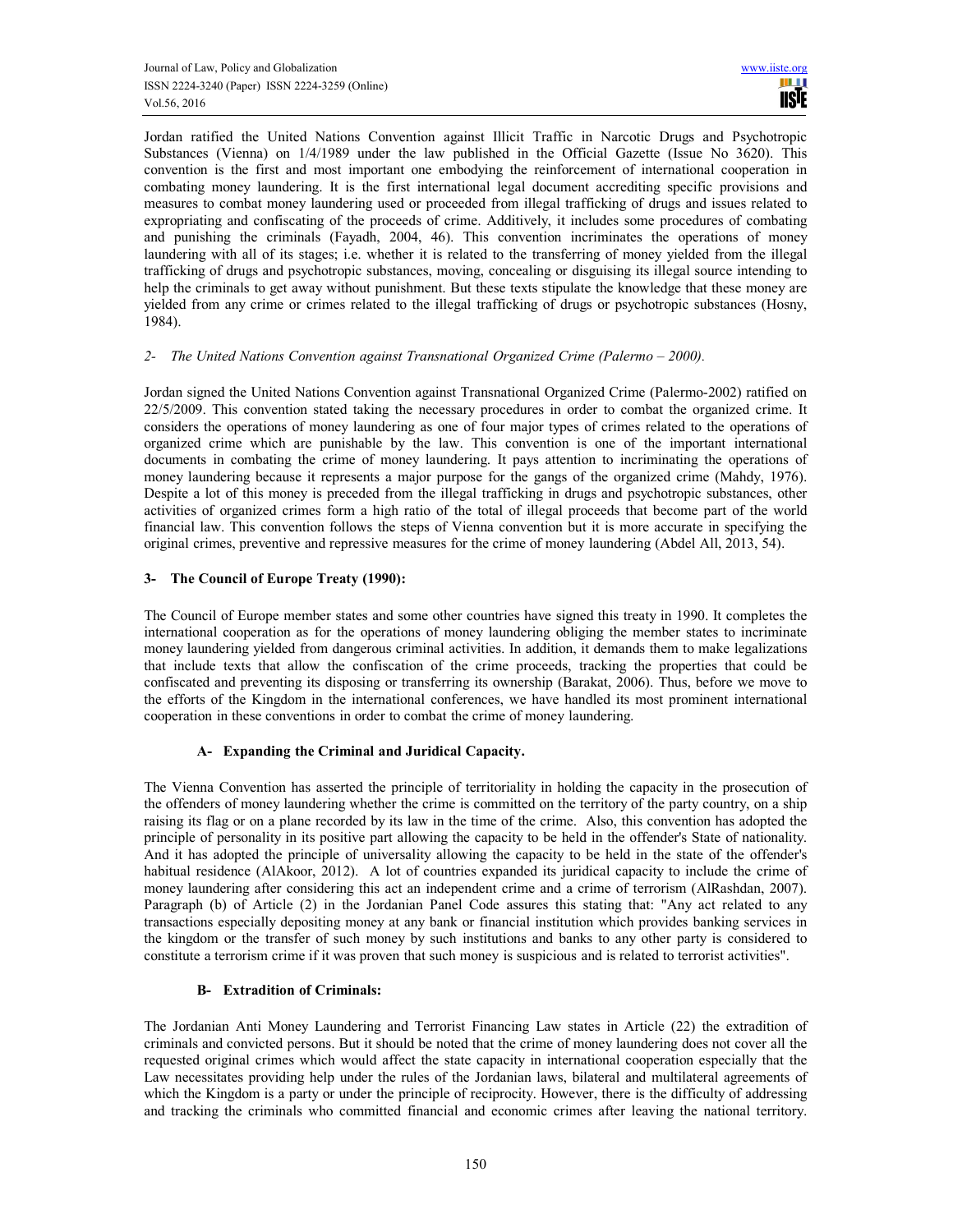Jordan ratified the United Nations Convention against Illicit Traffic in Narcotic Drugs and Psychotropic Substances (Vienna) on 1/4/1989 under the law published in the Official Gazette (Issue No 3620). This convention is the first and most important one embodying the reinforcement of international cooperation in combating money laundering. It is the first international legal document accrediting specific provisions and measures to combat money laundering used or proceeded from illegal trafficking of drugs and issues related to expropriating and confiscating of the proceeds of crime. Additively, it includes some procedures of combating and punishing the criminals (Fayadh, 2004, 46). This convention incriminates the operations of money laundering with all of its stages; i.e. whether it is related to the transferring of money yielded from the illegal trafficking of drugs and psychotropic substances, moving, concealing or disguising its illegal source intending to help the criminals to get away without punishment. But these texts stipulate the knowledge that these money are yielded from any crime or crimes related to the illegal trafficking of drugs or psychotropic substances (Hosny, 1984).

*2- The United Nations Convention against Transnational Organized Crime (Palermo – 2000).*

Jordan signed the United Nations Convention against Transnational Organized Crime (Palermo-2002) ratified on 22/5/2009. This convention stated taking the necessary procedures in order to combat the organized crime. It considers the operations of money laundering as one of four major types of crimes related to the operations of organized crime which are punishable by the law. This convention is one of the important international documents in combating the crime of money laundering. It pays attention to incriminating the operations of money laundering because it represents a major purpose for the gangs of the organized crime (Mahdy, 1976). Despite a lot of this money is preceded from the illegal trafficking in drugs and psychotropic substances, other activities of organized crimes form a high ratio of the total of illegal proceeds that become part of the world financial law. This convention follows the steps of Vienna convention but it is more accurate in specifying the original crimes, preventive and repressive measures for the crime of money laundering (Abdel All, 2013, 54).

**3- The Council of Europe Treaty (1990):**

The Council of Europe member states and some other countries have signed this treaty in 1990. It completes the international cooperation as for the operations of money laundering obliging the member states to incriminate money laundering yielded from dangerous criminal activities. In addition, it demands them to make legalizations that include texts that allow the confiscation of the crime proceeds, tracking the properties that could be confiscated and preventing its disposing or transferring its ownership (Barakat, 2006). Thus, before we move to the efforts of the Kingdom in the international conferences, we have handled its most prominent international cooperation in these conventions in order to combat the crime of money laundering.

**A- Expanding the Criminal and Juridical Capacity.**

The Vienna Convention has asserted the principle of territoriality in holding the capacity in the prosecution of the offenders of money laundering whether the crime is committed on the territory of the party country, on a ship raising its flag or on a plane recorded by its law in the time of the crime. Also, this convention has adopted the principle of personality in its positive part allowing the capacity to be held in the offender's State of nationality. And it has adopted the principle of universality allowing the capacity to be held in the state of the offender's habitual residence (AlAkoor, 2012). A lot of countries expanded its juridical capacity to include the crime of money laundering after considering this act an independent crime and a crime of terrorism (AlRashdan, 2007). Paragraph (b) of Article (2) in the Jordanian Panel Code assures this stating that: "Any act related to any transactions especially depositing money at any bank or financial institution which provides banking services in the kingdom or the transfer of such money by such institutions and banks to any other party is considered to constitute a terrorism crime if it was proven that such money is suspicious and is related to terrorist activities".

**B- Extradition of Criminals:**

The Jordanian Anti Money Laundering and Terrorist Financing Law states in Article (22) the extradition of criminals and convicted persons. But it should be noted that the crime of money laundering does not cover all the requested original crimes which would affect the state capacity in international cooperation especially that the Law necessitates providing help under the rules of the Jordanian laws, bilateral and multilateral agreements of which the Kingdom is a party or under the principle of reciprocity. However, there is the difficulty of addressing and tracking the criminals who committed financial and economic crimes after leaving the national territory.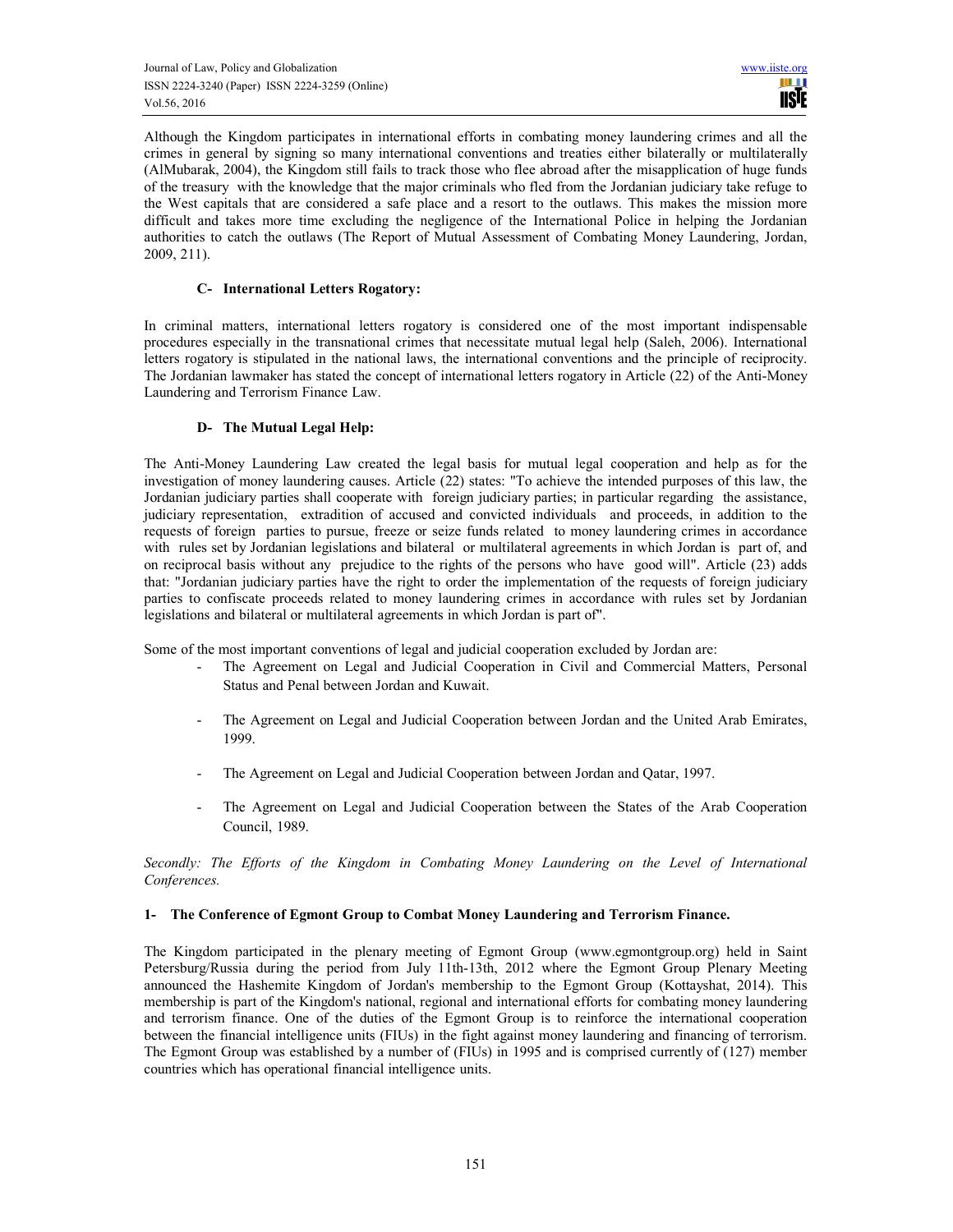Although the Kingdom participates in international efforts in combating money laundering crimes and all the crimes in general by signing so many international conventions and treaties either bilaterally or multilaterally (AlMubarak, 2004), the Kingdom still fails to track those who flee abroad after the misapplication of huge funds of the treasury with the knowledge that the major criminals who fled from the Jordanian judiciary take refuge to the West capitals that are considered a safe place and a resort to the outlaws. This makes the mission more difficult and takes more time excluding the negligence of the International Police in helping the Jordanian authorities to catch the outlaws (The Report of Mutual Assessment of Combating Money Laundering, Jordan, 2009, 211).

### C- International Letters Rogatory:

In criminal matters, international letters rogatory is considered one of the most important indispensable procedures especially in the transnational crimes that necessitate mutual legal help (Saleh, 2006). International letters rogatory is stipulated in the national laws, the international conventions and the principle of reciprocity. The Jordanian lawmaker has stated the concept of international letters rogatory in Article (22) of the Anti-Money Laundering and Terrorism Finance Law.

### D- The Mutual Legal Help:

The Anti-Money Laundering Law created the legal basis for mutual legal cooperation and help as for the investigation of money laundering causes. Article (22) states: "To achieve the intended purposes of this law, the Jordanian judiciary parties shall cooperate with foreign judiciary parties; in particular regarding the assistance, judiciary representation, extradition of accused and convicted individuals and proceeds, in addition to the requests of foreign parties to pursue, freeze or seize funds related to money laundering crimes in accordance with rules set by Jordanian legislations and bilateral or multilateral agreements in which Jordan is part of, and on reciprocal basis without any prejudice to the rights of the persons who have good will". Article (23) adds that: "Jordanian judiciary parties have the right to order the implementation of the requests of foreign judiciary parties to confiscate proceeds related to money laundering crimes in accordance with rules set by Jordanian legislations and bilateral or multilateral agreements in which Jordan is part of".

Some of the most important conventions of legal and judicial cooperation excluded by Jordan are:

- The Agreement on Legal and Judicial Cooperation in Civil and Commercial Matters, Personal Status and Penal between Jordan and Kuwait.
- The Agreement on Legal and Judicial Cooperation between Jordan and the United Arab Emirates, 1999.
- The Agreement on Legal and Judicial Cooperation between Jordan and Qatar, 1997.
- The Agreement on Legal and Judicial Cooperation between the States of the Arab Cooperation Council, 1989.

*Secondly: The Efforts of the Kingdom in Combating Money Laundering on the Level of International Conferences.*

### 1- The Conference of Egmont Group to Combat Money Laundering and Terrorism Finance.

The Kingdom participated in the plenary meeting of Egmont Group (www.egmontgroup.org) held in Saint Petersburg/Russia during the period from July 11th-13th, 2012 where the Egmont Group Plenary Meeting announced the Hashemite Kingdom of Jordan's membership to the Egmont Group (Kottayshat, 2014). This membership is part of the Kingdom's national, regional and international efforts for combating money laundering and terrorism finance. One of the duties of the Egmont Group is to reinforce the international cooperation between the financial intelligence units (FIUs) in the fight against money laundering and financing of terrorism. The Egmont Group was established by a number of (FIUs) in 1995 and is comprised currently of (127) member countries which has operational financial intelligence units.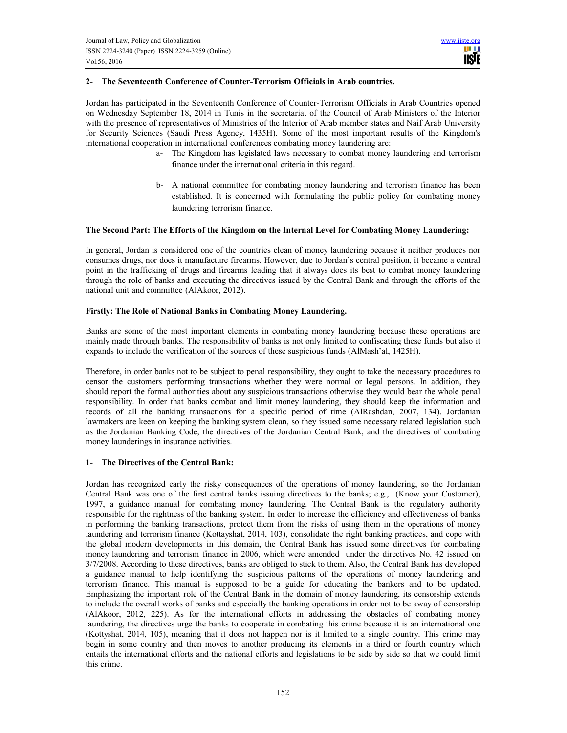**2- The Seventeenth Conference of Counter-Terrorism Officials in Arab countries.**

Jordan has participated in the Seventeenth Conference of Counter-Terrorism Officials in Arab Countries opened on Wednesday September 18, 2014 in Tunis in the secretariat of the Council of Arab Ministers of the Interior with the presence of representatives of Ministries of the Interior of Arab member states and Naif Arab University for Security Sciences (Saudi Press Agency, 1435H). Some of the most important results of the Kingdom's international cooperation in international conferences combating money laundering are:

a- The Kingdom has legislated laws necessary to combat money laundering and terrorism finance under the international criteria in this regard.

b- A national committee for combating money laundering and terrorism finance has been established. It is concerned with formulating the public policy for combating money laundering terrorism finance.

**The Second Part: The Efforts of the Kingdom on the Internal Level for Combating Money Laundering:**

In general, Jordan is considered one of the countries clean of money laundering because it neither produces nor consumes drugs, nor does it manufacture firearms. However, due to Jordan's central position, it became a central point in the trafficking of drugs and firearms leading that it always does its best to combat money laundering through the role of banks and executing the directives issued by the Central Bank and through the efforts of the national unit and committee (AlAkoor, 2012).

**Firstly: The Role of National Banks in Combating Money Laundering.**

Banks are some of the most important elements in combating money laundering because these operations are mainly made through banks. The responsibility of banks is not only limited to confiscating these funds but also it expands to include the verification of the sources of these suspicious funds (AlMash'al, 1425H).

Therefore, in order banks not to be subject to penal responsibility, they ought to take the necessary procedures to censor the customers performing transactions whether they were normal or legal persons. In addition, they should report the formal authorities about any suspicious transactions otherwise they would bear the whole penal responsibility. In order that banks combat and limit money laundering, they should keep the information and records of all the banking transactions for a specific period of time (AlRashdan, 2007, 134). Jordanian lawmakers are keen on keeping the banking system clean, so they issued some necessary related legislation such as the Jordanian Banking Code, the directives of the Jordanian Central Bank, and the directives of combating money launderings in insurance activities.

**1- The Directives of the Central Bank:**

Jordan has recognized early the risky consequences of the operations of money laundering, so the Jordanian Central Bank was one of the first central banks issuing directives to the banks; e.g., (Know your Customer), 1997, a guidance manual for combating money laundering. The Central Bank is the regulatory authority responsible for the rightness of the banking system. In order to increase the efficiency and effectiveness of banks in performing the banking transactions, protect them from the risks of using them in the operations of money laundering and terrorism finance (Kottayshat, 2014, 103), consolidate the right banking practices, and cope with the global modern developments in this domain, the Central Bank has issued some directives for combating money laundering and terrorism finance in 2006, which were amended under the directives No. 42 issued on 3/7/2008. According to these directives, banks are obliged to stick to them. Also, the Central Bank has developed a guidance manual to help identifying the suspicious patterns of the operations of money laundering and terrorism finance. This manual is supposed to be a guide for educating the bankers and to be updated. Emphasizing the important role of the Central Bank in the domain of money laundering, its censorship extends to include the overall works of banks and especially the banking operations in order not to be away of censorship (AlAkoor, 2012, 225). As for the international efforts in addressing the obstacles of combating money laundering, the directives urge the banks to cooperate in combating this crime because it is an international one (Kottyshat, 2014, 105), meaning that it does not happen nor is it limited to a single country. This crime may begin in some country and then moves to another producing its elements in a third or fourth country which entails the international efforts and the national efforts and legislations to be side by side so that we could limit this crime.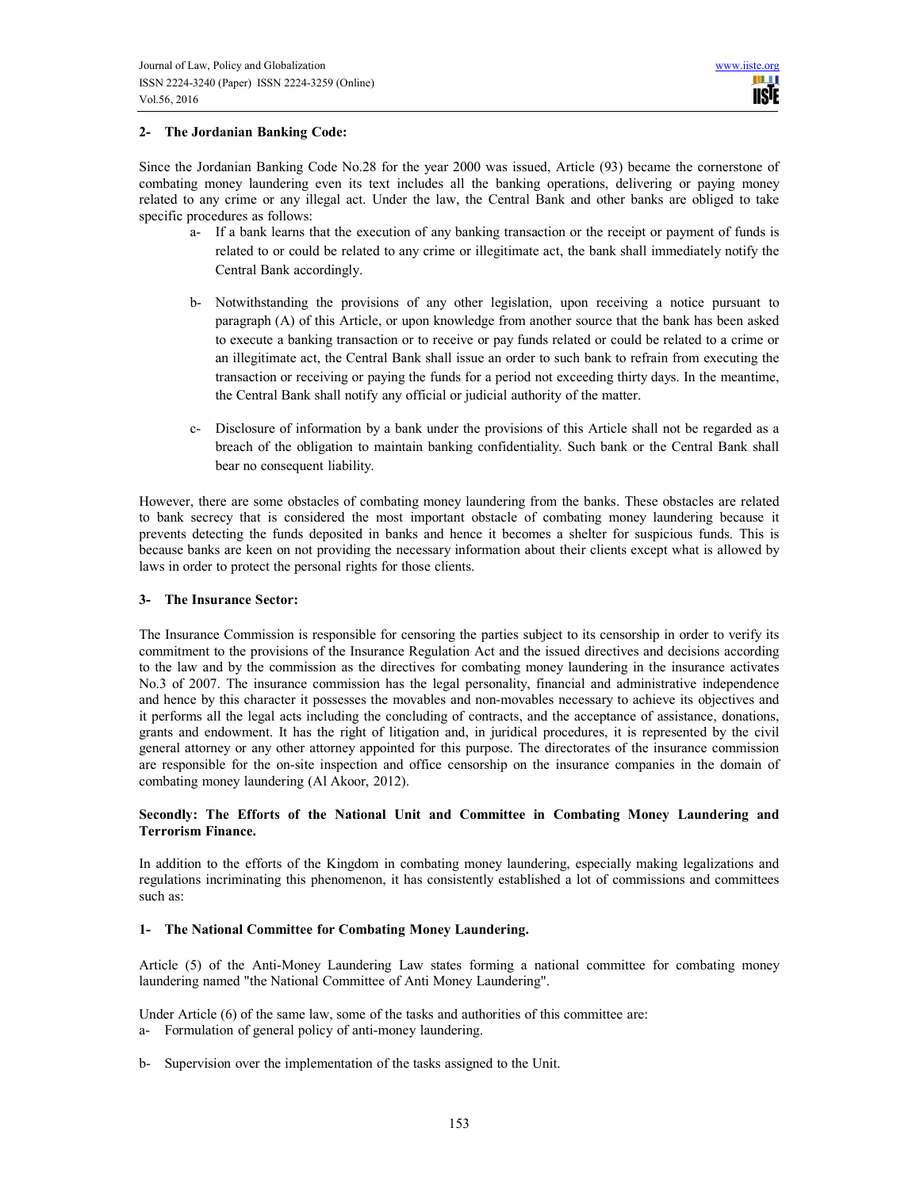### 2- The Jordanian Banking Code:

Since the Jordanian Banking Code No.28 for the year 2000 was issued, Article (93) became the cornerstone of combating money laundering even its text includes all the banking operations, delivering or paying money related to any crime or any illegal act. Under the law, the Central Bank and other banks are obliged to take specific procedures as follows:

- a- If a bank learns that the execution of any banking transaction or the receipt or payment of funds is related to or could be related to any crime or illegitimate act, the bank shall immediately notify the Central Bank accordingly.
- b- Notwithstanding the provisions of any other legislation, upon receiving a notice pursuant to paragraph (A) of this Article, or upon knowledge from another source that the bank has been asked to execute a banking transaction or to receive or pay funds related or could be related to a crime or an illegitimate act, the Central Bank shall issue an order to such bank to refrain from executing the transaction or receiving or paying the funds for a period not exceeding thirty days. In the meantime, the Central Bank shall notify any official or judicial authority of the matter.
- c- Disclosure of information by a bank under the provisions of this Article shall not be regarded as a breach of the obligation to maintain banking confidentiality. Such bank or the Central Bank shall bear no consequent liability.

However, there are some obstacles of combating money laundering from the banks. These obstacles are related to bank secrecy that is considered the most important obstacle of combating money laundering because it prevents detecting the funds deposited in banks and hence it becomes a shelter for suspicious funds. This is because banks are keen on not providing the necessary information about their clients except what is allowed by laws in order to protect the personal rights for those clients.

### 3- The Insurance Sector:

The Insurance Commission is responsible for censoring the parties subject to its censorship in order to verify its commitment to the provisions of the Insurance Regulation Act and the issued directives and decisions according to the law and by the commission as the directives for combating money laundering in the insurance activates No.3 of 2007. The insurance commission has the legal personality, financial and administrative independence and hence by this character it possesses the movables and non-movables necessary to achieve its objectives and it performs all the legal acts including the concluding of contracts, and the acceptance of assistance, donations, grants and endowment. It has the right of litigation and, in juridical procedures, it is represented by the civil general attorney or any other attorney appointed for this purpose. The directorates of the insurance commission are responsible for the on-site inspection and office censorship on the insurance companies in the domain of combating money laundering (Al Akoor, 2012).

## Secondly: The Efforts of the National Unit and Committee in Combating Money Laundering and Terrorism Finance.

In addition to the efforts of the Kingdom in combating money laundering, especially making legalizations and regulations incriminating this phenomenon, it has consistently established a lot of commissions and committees such as:

### 1- The National Committee for Combating Money Laundering.

Article (5) of the Anti-Money Laundering Law states forming a national committee for combating money laundering named "the National Committee of Anti Money Laundering".

Under Article (6) of the same law, some of the tasks and authorities of this committee are:

- a- Formulation of general policy of anti-money laundering.
- b- Supervision over the implementation of the tasks assigned to the Unit.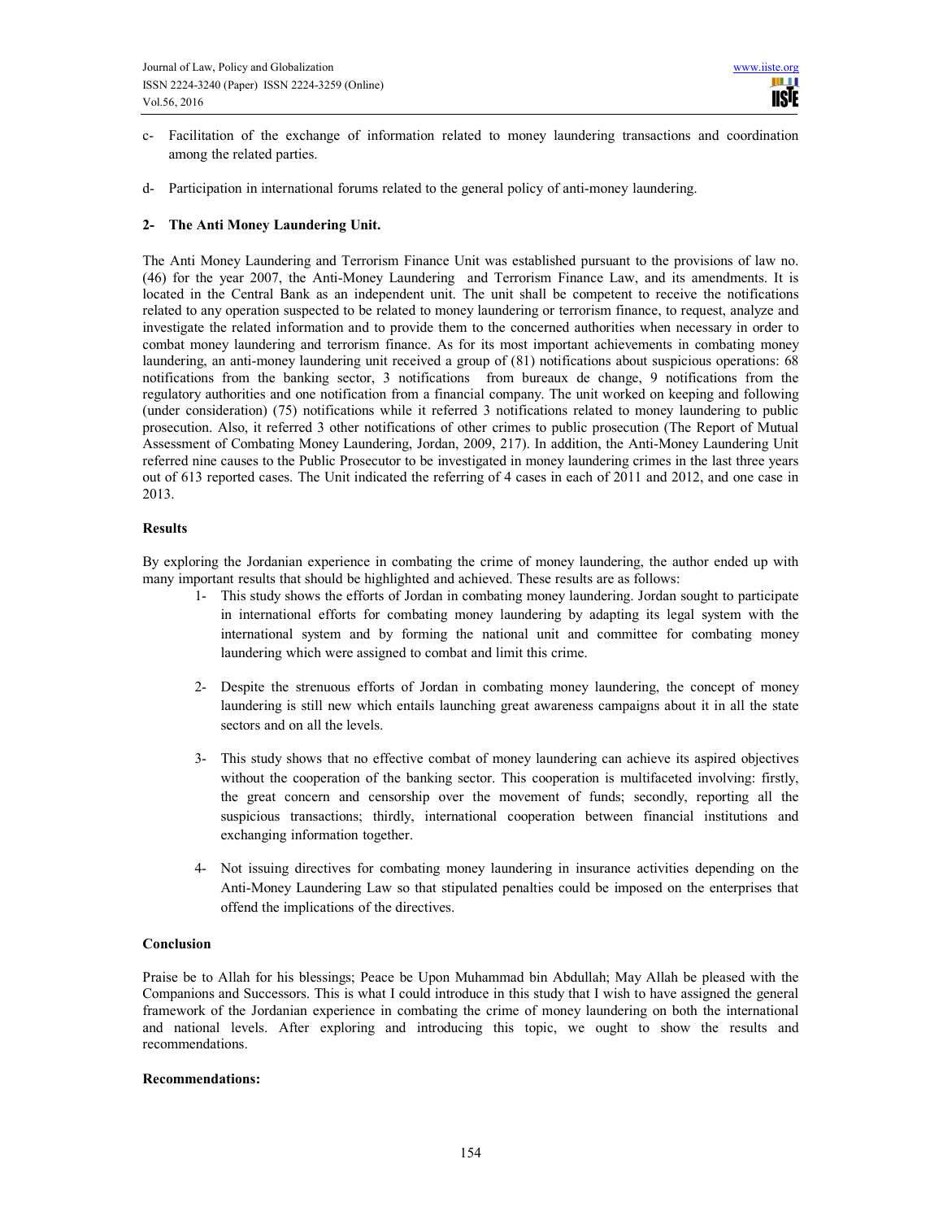c- Facilitation of the exchange of information related to money laundering transactions and coordination among the related parties.

d- Participation in international forums related to the general policy of anti-money laundering.

**2- The Anti Money Laundering Unit.**

The Anti Money Laundering and Terrorism Finance Unit was established pursuant to the provisions of law no. (46) for the year 2007, the Anti-Money Laundering and Terrorism Finance Law, and its amendments. It is located in the Central Bank as an independent unit. The unit shall be competent to receive the notifications related to any operation suspected to be related to money laundering or terrorism finance, to request, analyze and investigate the related information and to provide them to the concerned authorities when necessary in order to combat money laundering and terrorism finance. As for its most important achievements in combating money laundering, an anti-money laundering unit received a group of (81) notifications about suspicious operations: 68 notifications from the banking sector, 3 notifications from bureaux de change, 9 notifications from the regulatory authorities and one notification from a financial company. The unit worked on keeping and following (under consideration) (75) notifications while it referred 3 notifications related to money laundering to public prosecution. Also, it referred 3 other notifications of other crimes to public prosecution (The Report of Mutual Assessment of Combating Money Laundering, Jordan, 2009, 217). In addition, the Anti-Money Laundering Unit referred nine causes to the Public Prosecutor to be investigated in money laundering crimes in the last three years out of 613 reported cases. The Unit indicated the referring of 4 cases in each of 2011 and 2012, and one case in 2013.

**Results**

By exploring the Jordanian experience in combating the crime of money laundering, the author ended up with many important results that should be highlighted and achieved. These results are as follows:

1- This study shows the efforts of Jordan in combating money laundering. Jordan sought to participate in international efforts for combating money laundering by adapting its legal system with the international system and by forming the national unit and committee for combating money laundering which were assigned to combat and limit this crime.

2- Despite the strenuous efforts of Jordan in combating money laundering, the concept of money laundering is still new which entails launching great awareness campaigns about it in all the state sectors and on all the levels.

3- This study shows that no effective combat of money laundering can achieve its aspired objectives without the cooperation of the banking sector. This cooperation is multifaceted involving: firstly, the great concern and censorship over the movement of funds; secondly, reporting all the suspicious transactions; thirdly, international cooperation between financial institutions and exchanging information together.

4- Not issuing directives for combating money laundering in insurance activities depending on the Anti-Money Laundering Law so that stipulated penalties could be imposed on the enterprises that offend the implications of the directives.

**Conclusion**

Praise be to Allah for his blessings; Peace be Upon Muhammad bin Abdullah; May Allah be pleased with the Companions and Successors. This is what I could introduce in this study that I wish to have assigned the general framework of the Jordanian experience in combating the crime of money laundering on both the international and national levels. After exploring and introducing this topic, we ought to show the results and recommendations.

**Recommendations:**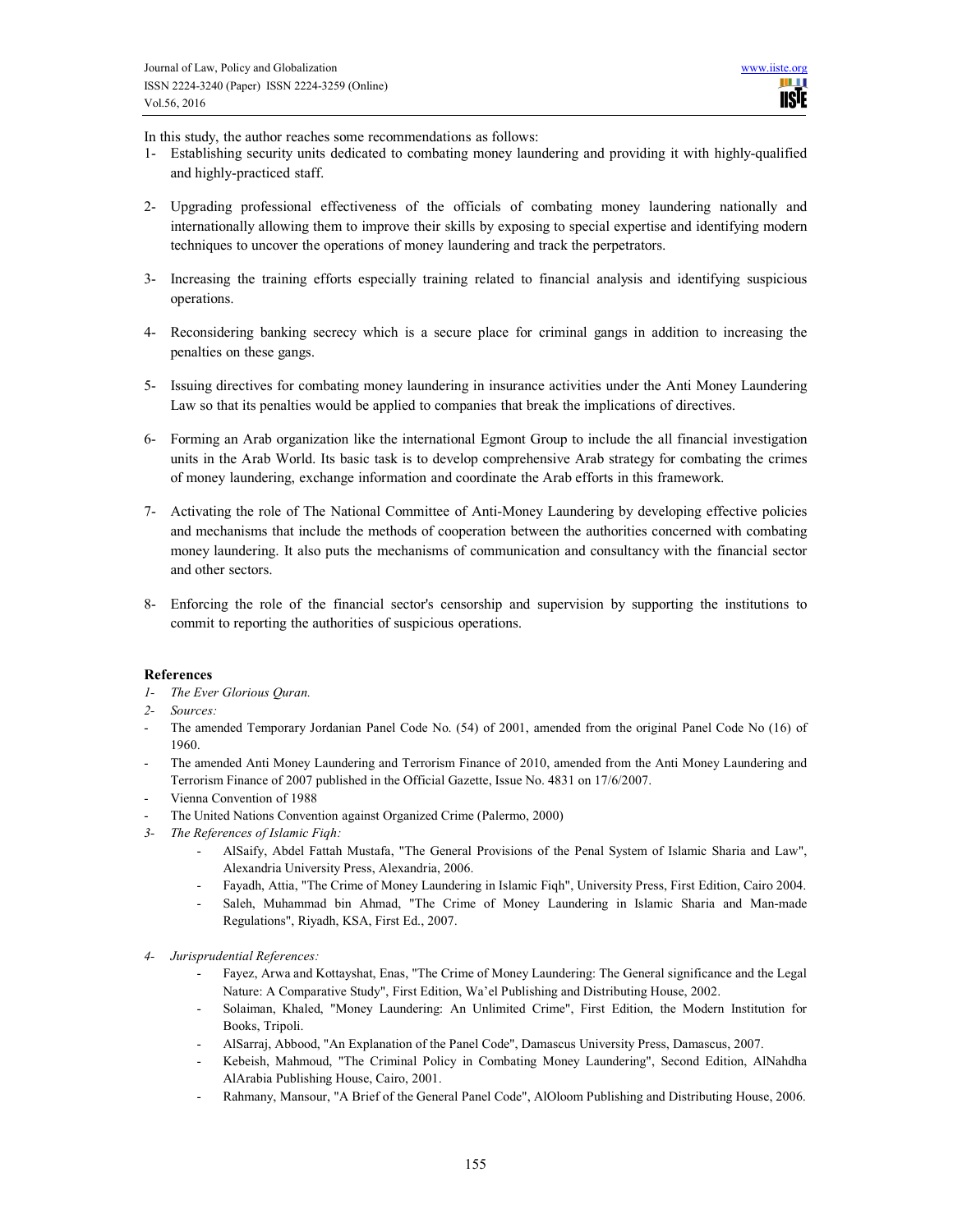In this study, the author reaches some recommendations as follows:

1- Establishing security units dedicated to combating money laundering and providing it with highly-qualified and highly-practiced staff.

2- Upgrading professional effectiveness of the officials of combating money laundering nationally and internationally allowing them to improve their skills by exposing to special expertise and identifying modern techniques to uncover the operations of money laundering and track the perpetrators.

3- Increasing the training efforts especially training related to financial analysis and identifying suspicious operations.

4- Reconsidering banking secrecy which is a secure place for criminal gangs in addition to increasing the penalties on these gangs.

5- Issuing directives for combating money laundering in insurance activities under the Anti Money Laundering Law so that its penalties would be applied to companies that break the implications of directives.

6- Forming an Arab organization like the international Egmont Group to include the all financial investigation units in the Arab World. Its basic task is to develop comprehensive Arab strategy for combating the crimes of money laundering, exchange information and coordinate the Arab efforts in this framework.

7- Activating the role of The National Committee of Anti-Money Laundering by developing effective policies and mechanisms that include the methods of cooperation between the authorities concerned with combating money laundering. It also puts the mechanisms of communication and consultancy with the financial sector and other sectors.

8- Enforcing the role of the financial sector's censorship and supervision by supporting the institutions to commit to reporting the authorities of suspicious operations.

## References

*1- The Ever Glorious Quran.*

*2- Sources:*

- The amended Temporary Jordanian Panel Code No. (54) of 2001, amended from the original Panel Code No (16) of 1960.
- The amended Anti Money Laundering and Terrorism Finance of 2010, amended from the Anti Money Laundering and Terrorism Finance of 2007 published in the Official Gazette, Issue No. 4831 on 17/6/2007.
- Vienna Convention of 1988
- The United Nations Convention against Organized Crime (Palermo, 2000)

*3- The References of Islamic Fiqh:*

- AlSaify, Abdel Fattah Mustafa, "The General Provisions of the Penal System of Islamic Sharia and Law", Alexandria University Press, Alexandria, 2006.
- Fayadh, Attia, "The Crime of Money Laundering in Islamic Fiqh", University Press, First Edition, Cairo 2004.
- Saleh, Muhammad bin Ahmad, "The Crime of Money Laundering in Islamic Sharia and Man-made Regulations", Riyadh, KSA, First Ed., 2007.

*4- Jurisprudential References:*

- Fayez, Arwa and Kottayshat, Enas, "The Crime of Money Laundering: The General significance and the Legal Nature: A Comparative Study", First Edition, Wa'el Publishing and Distributing House, 2002.
- Solaiman, Khaled, "Money Laundering: An Unlimited Crime", First Edition, the Modern Institution for Books, Tripoli.
- AlSarraj, Abbood, "An Explanation of the Panel Code", Damascus University Press, Damascus, 2007.
- Kebeish, Mahmoud, "The Criminal Policy in Combating Money Laundering", Second Edition, AlNahdha AlArabia Publishing House, Cairo, 2001.
- Rahmany, Mansour, "A Brief of the General Panel Code", AlOloom Publishing and Distributing House, 2006.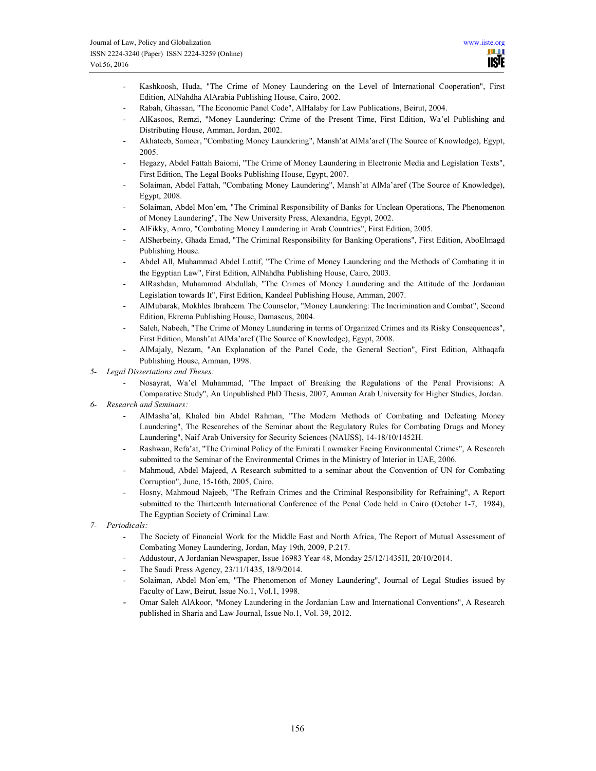- Kashkoosh, Huda, "The Crime of Money Laundering on the Level of International Cooperation", First Edition, AlNahdha AlArabia Publishing House, Cairo, 2002.
- Rabah, Ghassan, "The Economic Panel Code", AlHalaby for Law Publications, Beirut, 2004.
- AlKasoos, Remzi, "Money Laundering: Crime of the Present Time, First Edition, Wa'el Publishing and Distributing House, Amman, Jordan, 2002.
- Akhateeb, Sameer, "Combating Money Laundering", Mansh'at AlMa'aref (The Source of Knowledge), Egypt, 2005.
- Hegazy, Abdel Fattah Baiomi, "The Crime of Money Laundering in Electronic Media and Legislation Texts", First Edition, The Legal Books Publishing House, Egypt, 2007.
- Solaiman, Abdel Fattah, "Combating Money Laundering", Mansh'at AlMa'aref (The Source of Knowledge), Egypt, 2008.
- Solaiman, Abdel Mon'em, "The Criminal Responsibility of Banks for Unclean Operations, The Phenomenon of Money Laundering", The New University Press, Alexandria, Egypt, 2002.
- AlFikky, Amro, "Combating Money Laundering in Arab Countries", First Edition, 2005.
- AlSherbeiny, Ghada Emad, "The Criminal Responsibility for Banking Operations", First Edition, AboElmagd Publishing House.
- Abdel All, Muhammad Abdel Lattif, "The Crime of Money Laundering and the Methods of Combating it in the Egyptian Law", First Edition, AlNahdha Publishing House, Cairo, 2003.
- AlRashdan, Muhammad Abdullah, "The Crimes of Money Laundering and the Attitude of the Jordanian Legislation towards It", First Edition, Kandeel Publishing House, Amman, 2007.
- AlMubarak, Mokhles Ibraheem. The Counselor, "Money Laundering: The Incrimination and Combat", Second Edition, Ekrema Publishing House, Damascus, 2004.
- Saleh, Nabeeh, "The Crime of Money Laundering in terms of Organized Crimes and its Risky Consequences", First Edition, Mansh'at AlMa'aref (The Source of Knowledge), Egypt, 2008.
- AlMajaly, Nezam, "An Explanation of the Panel Code, the General Section", First Edition, Althaqafa Publishing House, Amman, 1998.

5- *Legal Dissertations and Theses:*

- Nosayrat, Wa'el Muhammad, "The Impact of Breaking the Regulations of the Penal Provisions: A Comparative Study", An Unpublished PhD Thesis, 2007, Amman Arab University for Higher Studies, Jordan.

6- *Research and Seminars:*

- AlMasha'al, Khaled bin Abdel Rahman, "The Modern Methods of Combating and Defeating Money Laundering", The Researches of the Seminar about the Regulatory Rules for Combating Drugs and Money Laundering", Naif Arab University for Security Sciences (NAUSS), 14-18/10/1452H.
- Rashwan, Refa'at, "The Criminal Policy of the Emirati Lawmaker Facing Environmental Crimes", A Research submitted to the Seminar of the Environmental Crimes in the Ministry of Interior in UAE, 2006.
- Mahmoud, Abdel Majeed, A Research submitted to a seminar about the Convention of UN for Combating Corruption", June, 15-16th, 2005, Cairo.
- Hosny, Mahmoud Najeeb, "The Refrain Crimes and the Criminal Responsibility for Refraining", A Report submitted to the Thirteenth International Conference of the Penal Code held in Cairo (October 1-7, 1984), The Egyptian Society of Criminal Law.

7- *Periodicals:*

- The Society of Financial Work for the Middle East and North Africa, The Report of Mutual Assessment of Combating Money Laundering, Jordan, May 19th, 2009, P.217.
- Addustour, A Jordanian Newspaper, Issue 16983 Year 48, Monday 25/12/1435H, 20/10/2014.
- The Saudi Press Agency, 23/11/1435, 18/9/2014.
- Solaiman, Abdel Mon'em, "The Phenomenon of Money Laundering", Journal of Legal Studies issued by Faculty of Law, Beirut, Issue No.1, Vol.1, 1998.
- Omar Saleh AlAkoor, "Money Laundering in the Jordanian Law and International Conventions", A Research published in Sharia and Law Journal, Issue No.1, Vol. 39, 2012.